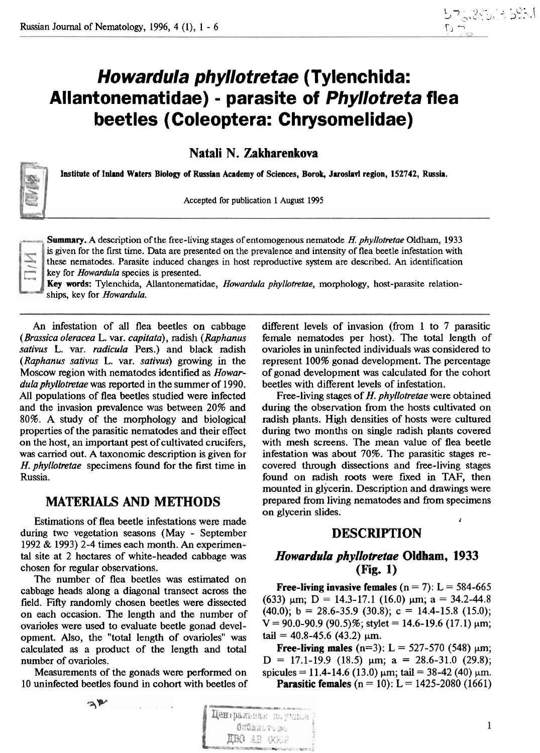# *Howardula phyllotretae* (Tylenchida: Allantonematidae) - parasite of *Phyllotreta* flea beetles (Coleoptera: Chrysomelidae)

**Natali N. Zakharenkova**

**Institute of Inland Waters Biology of Russian Academy of Sciences, Borok, Jaroslavl region, 152742, Russia.**

Accepted for publication 1 August 1995

**Summary.** A description of the free-living stages of entomogenous nematode *H. phyllotretae* Oldham, 1933 is given for the first time. Data are presented on the prevalence and intensity of flea beetle infestation with these nematodes. Parasite induced changes in host reproductive system are described. An identification key for *Howardula* species is presented.

**Key words:** Tylenchida, Allantonematidae, *Howardula phyllotretae*, morphology, host-parasite relationships, key for *Howardula*.

An infestation of all flea beetles on cabbage (*Brassica oleracea* L. var. *capitata*), radish (*Raphanus sativus* L. var. *radicula* Pers.) and black radish (*Raphanus sativus* L. var. *sativus*) growing in the Moscow region with nematodes identified as *Howardula phyllotretae* was reported in the summer of 1990. All populations of flea beetles studied were infected and the invasion prevalence was between 20% and 80%. A study of the morphology and biological properties of the parasitic nematodes and their effect on the host, an important pest of cultivated crucifers, was carried out. A taxonomic description is given for *H. phyllotretae* specimens found for the first time in Russia.

## MATERIALS AND METHODS

Estimations of flea beetle infestations were made during two vegetation seasons (May - September 1992 & 1993) 2-4 times each month. An experimental site at 2 hectares of white-headed cabbage was chosen for regular observations.

The number of flea beetles was estimated on cabbage heads along a diagonal transect across the field. Fifty randomly chosen beetles were dissected on each occasion. The length and the number of ovarioles were used to evaluate beetle gonad development. Also, the "total length of ovarioles" was calculated as a product of the length and total number of ovarioles.

Measurements of the gonads were performed on 10 uninfected beetles found in cohort with beetles of different levels of invasion (from 1 to 7 parasitic female nematodes per host). The total length of ovarioles in uninfected individuals was considered to represent 100% gonad development. The percentage of gonad development was calculated for the cohort beetles with different levels of infestation.

Free-living stages of *H. phyllotretae* were obtained during the observation from the hosts cultivated on radish plants. High densities of hosts were cultured during two months on single radish plants covered with mesh screens. The mean value of flea beetle infestation was about 70%. The parasitic stages recovered through dissections and free-living stages found on radish roots were fixed in TAF, then mounted in glycerin. Description and drawings were prepared from living nematodes and from specimens on glycerin slides.

## DESCRIPTION

### *Howardula phyllotretae* Oldham, 1933 (Fig. 1)

**Free-living invasive females** (n = 7): L = 584-665 (633) μm; D = 14.3-17.1 (16.0) μm; a = 34.2-44.8 (40.0); b = 28.6-35.9 (30.8); c = 14.4-15.8 (15.0); V = 90.0-90.9 (90.5)%; stylet = 14.6-19.6 (17.1) μm; tail = 40.8-45.6 (43.2) μm.

**Free-living males** (n=3): L = 527-570 (548) μm; D = 17.1-19.9 (18.5) μm; a = 28.6-31.0 (29.8); spicules = 11.4-14.6 (13.0) μm; tail = 38-42 (40) μm.

**Parasitic females** (n = 10): L = 1425-2080 (1661)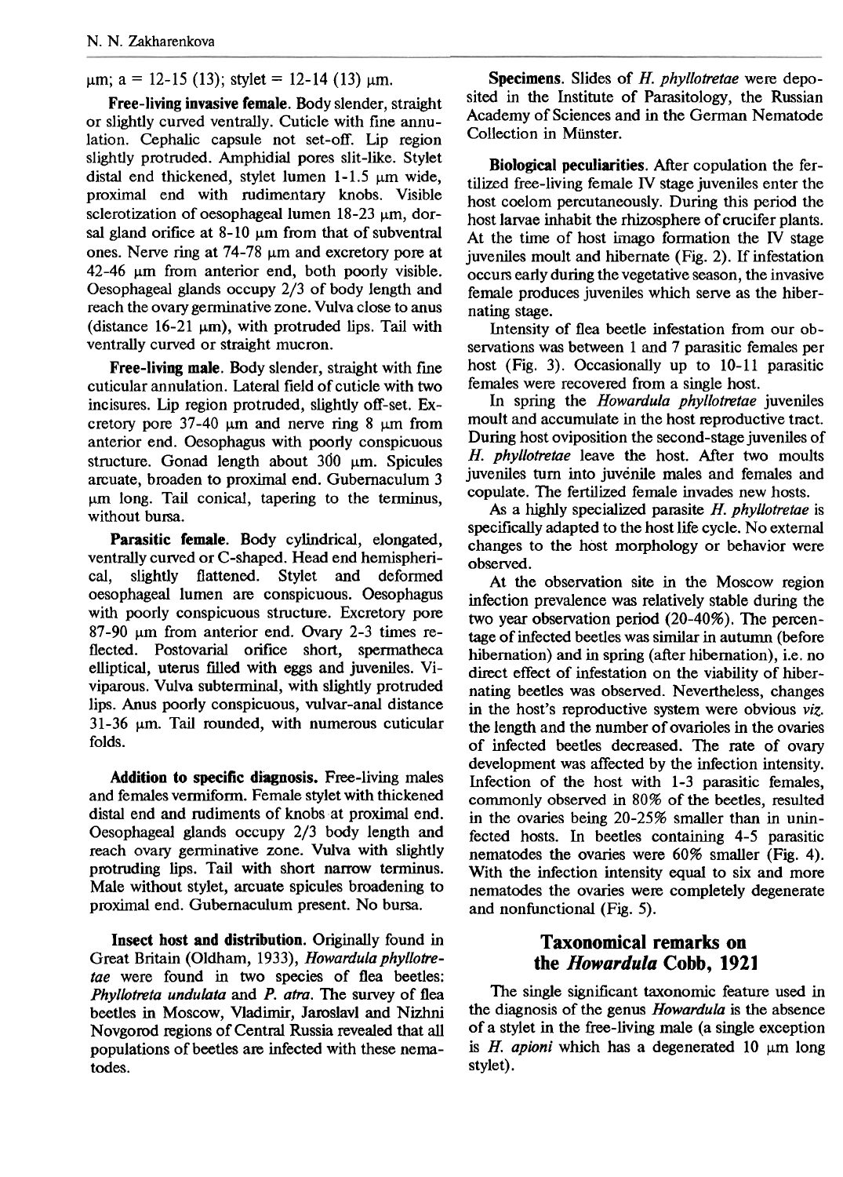μm; a = 12-15 (13); stylet = 12-14 (13) μm.

**Free-living invasive female.** Body slender, straight or slightly curved ventrally. Cuticle with fine annulation. Cephalic capsule not set-off. Lip region slightly protruded. Amphidial pores slit-like. Stylet distal end thickened, stylet lumen 1-1.5 μm wide, proximal end with rudimentary knobs. Visible sclerotization of oesophageal lumen 18-23 μm, dorsal gland orifice at 8-10 μm from that of subventral ones. Nerve ring at 74-78 μm and excretory pore at 42-46 μm from anterior end, both poorly visible. Oesophageal glands occupy 2/3 of body length and reach the ovary germinative zone. Vulva close to anus (distance 16-21 μm), with protruded lips. Tail with ventrally curved or straight mucron.

**Free-living male.** Body slender, straight with fine cuticular annulation. Lateral field of cuticle with two incisures. Lip region protruded, slightly off-set. Excretory pore 37-40 μm and nerve ring 8 μm from anterior end. Oesophagus with poorly conspicuous structure. Gonad length about 300 μm. Spicules arcuate, broaden to proximal end. Gubernaculum 3 μm long. Tail conical, tapering to the terminus, without bursa.

**Parasitic female.** Body cylindrical, elongated, ventrally curved or C-shaped. Head end hemispherical, slightly flattened. Stylet and deformed oesophageal lumen are conspicuous. Oesophagus with poorly conspicuous structure. Excretory pore 87-90 μm from anterior end. Ovary 2-3 times reflected. Postovarial orifice short, spermatheca elliptical, uterus filled with eggs and juveniles. Viviparous. Vulva subterminal, with slightly protruded lips. Anus poorly conspicuous, vulvar-anal distance 31-36 μm. Tail rounded, with numerous cuticular folds.

**Addition to specific diagnosis.** Free-living males and females vermiform. Female stylet with thickened distal end and rudiments of knobs at proximal end. Oesophageal glands occupy 2/3 body length and reach ovary germinative zone. Vulva with slightly protruding lips. Tail with short narrow terminus. Male without stylet, arcuate spicules broadening to proximal end. Gubernaculum present. No bursa.

**Insect host and distribution.** Originally found in Great Britain (Oldham, 1933), *Howardula phyllotretae* were found in two species of flea beetles: *Phyllotreta undulata* and *P. atra*. The survey of flea beetles in Moscow, Vladimir, Jaroslavl and Nizhni Novgorod regions of Central Russia revealed that all populations of beetles are infected with these nematodes.

**Specimens.** Slides of *H. phyllotretae* were deposited in the Institute of Parasitology, the Russian Academy of Sciences and in the German Nematode Collection in Münster.

**Biological peculiarities.** After copulation the fertilized free-living female IV stage juveniles enter the host coelom percutaneously. During this period the host larvae inhabit the rhizosphere of crucifer plants. At the time of host imago formation the IV stage juveniles moult and hibernate (Fig. 2). If infestation occurs early during the vegetative season, the invasive female produces juveniles which serve as the hibernating stage.

Intensity of flea beetle infestation from our observations was between 1 and 7 parasitic females per host (Fig. 3). Occasionally up to 10-11 parasitic females were recovered from a single host.

In spring the *Howardula phyllotretae* juveniles moult and accumulate in the host reproductive tract. During host oviposition the second-stage juveniles of *H. phyllotretae* leave the host. After two moults juveniles turn into juvenile males and females and copulate. The fertilized female invades new hosts.

As a highly specialized parasite *H. phyllotretae* is specifically adapted to the host life cycle. No external changes to the host morphology or behavior were observed.

At the observation site in the Moscow region infection prevalence was relatively stable during the two year observation period (20-40%). The percentage of infected beetles was similar in autumn (before hibernation) and in spring (after hibernation), i.e. no direct effect of infestation on the viability of hibernating beetles was observed. Nevertheless, changes in the host's reproductive system were obvious *viz.* the length and the number of ovarioles in the ovaries of infected beetles decreased. The rate of ovary development was affected by the infection intensity. Infection of the host with 1-3 parasitic females, commonly observed in 80% of the beetles, resulted in the ovaries being 20-25% smaller than in uninfected hosts. In beetles containing 4-5 parasitic nematodes the ovaries were 60% smaller (Fig. 4). With the infection intensity equal to six and more nematodes the ovaries were completely degenerate and nonfunctional (Fig. 5).

## Taxonomical remarks on the *Howardula* Cobb, 1921

The single significant taxonomic feature used in the diagnosis of the genus *Howardula* is the absence of a stylet in the free-living male (a single exception is *H. apioni* which has a degenerated 10 μm long stylet).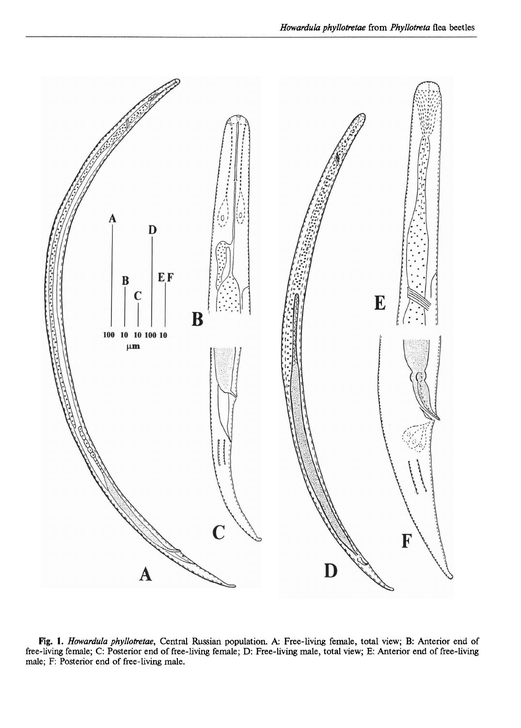**Fig. 1.** *Howardula phyllotretae*, Central Russian population. A: Free-living female, total view; B: Anterior end of free-living female; C: Posterior end of free-living female; D: Free-living male, total view; E: Anterior end of free-living male; F: Posterior end of free-living male.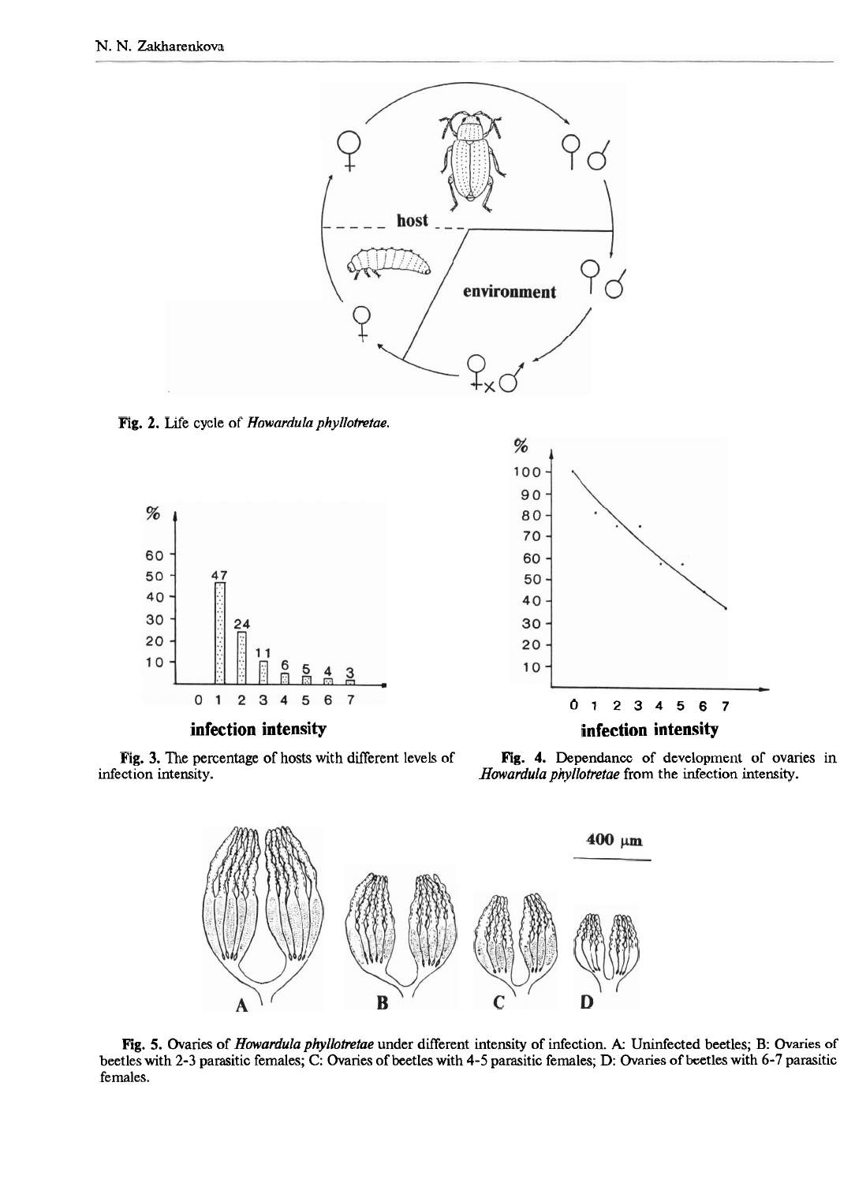Fig. 2. Life cycle of *Howardula phyllotretae*.

Fig. 3. The percentage of hosts with different levels of infection intensity.

Fig. 4. Dependance of development of ovaries in *Howardula phyllotretae* from the infection intensity.

Fig. 5. Ovaries of *Howardula phyllotretae* under different intensity of infection. A: Uninfected beetles; B: Ovaries of beetles with 2-3 parasitic females; C: Ovaries of beetles with 4-5 parasitic females; D: Ovaries of beetles with 6-7 parasitic females.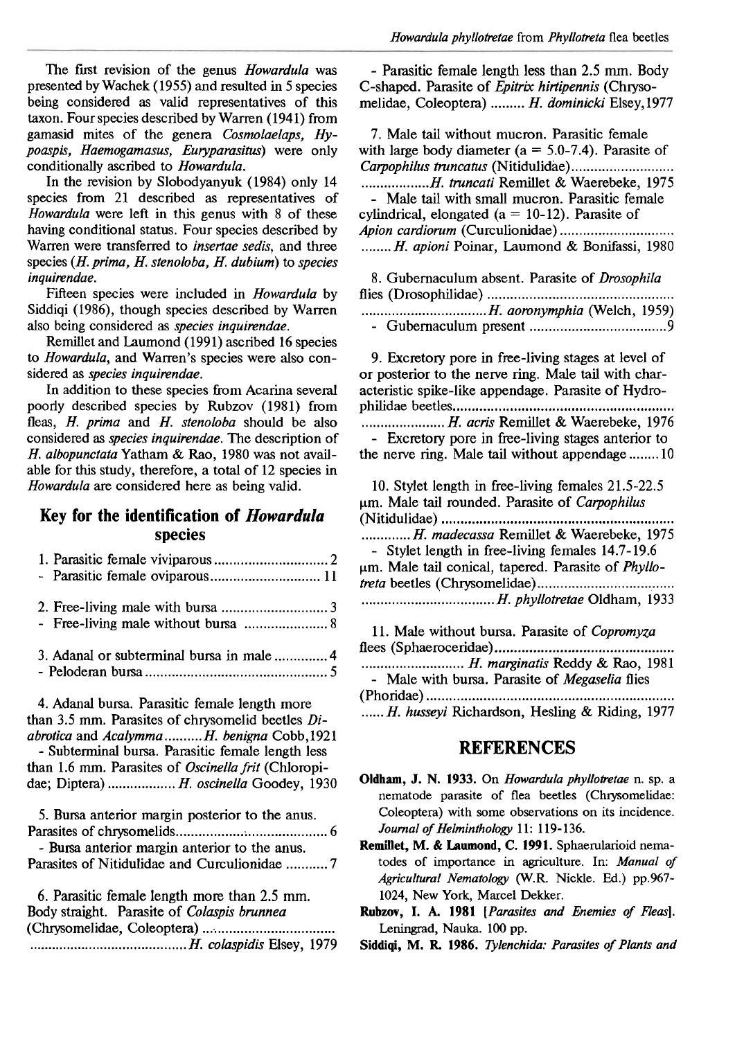The first revision of the genus *Howardula* was presented by Wachek (1955) and resulted in 5 species being considered as valid representatives of this taxon. Four species described by Warren (1941) from gamasid mites of the genera *Cosmolaelaps, Hypoaspis, Haemogamasus, Euryparasitus*) were only conditionally ascribed to *Howardula*.

In the revision by Slobodyanyuk (1984) only 14 species from 21 described as representatives of *Howardula* were left in this genus with 8 of these having conditional status. Four species described by Warren were transferred to *insertae sedis*, and three species (*H. prima, H. stenoloba, H. dubium*) to *species inquirendae*.

Fifteen species were included in *Howardula* by Siddiqi (1986), though species described by Warren also being considered as *species inquirendae*.

Remillet and Laumond (1991) ascribed 16 species to *Howardula*, and Warren's species were also considered as *species inquirendae*.

In addition to these species from Acarina several poorly described species by Rubzov (1981) from fleas, *H. prima* and *H. stenoloba* should be also considered as *species inquirendae*. The description of *H. albopunctata* Yatham & Rao, 1980 was not available for this study, therefore, a total of 12 species in *Howardula* are considered here as being valid.

## Key for the identification of *Howardula* species

1. Parasitic female viviparous .............................. 2
 - Parasitic female oviparous .............................. 11

2. Free-living male with bursa .............................. 3
 - Free-living male without bursa .............................. 8

3. Adanal or subterminal bursa in male .............................. 4
 - Peloderan bursa .............................. 5

4. Adanal bursa. Parasitic female length more than 3.5 mm. Parasites of chrysomelid beetles *Diabrotica* and *Acalymma* .......... *H. benigna* Cobb, 1921
 - Subterminal bursa. Parasitic female length less than 1.6 mm. Parasites of *Oscinella frit* (Chloropidae; Diptera) .................. *H. oscinella* Goodey, 1930

5. Bursa anterior margin posterior to the anus. Parasites of chrysomelids .............................. 6
 - Bursa anterior margin anterior to the anus. Parasites of Nitidulidae and Curculionidae ........... 7

6. Parasitic female length more than 2.5 mm. Body straight. Parasite of *Colaspis brunnea* (Chrysomelidae, Coleoptera) .............................. *H. colaspidis* Elsey, 1979
 - Parasitic female length less than 2.5 mm. Body C-shaped. Parasite of *Epitrix hirtipennis* (Chrysomelidae, Coleoptera) ......... *H. dominicki* Elsey, 1977

7. Male tail without mucron. Parasitic female with large body diameter (a = 5.0-7.4). Parasite of *Carpophilus truncatus* (Nitidulidae) .............................. *H. truncati* Remillet & Waerebeke, 1975
 - Male tail with small mucron. Parasitic female cylindrical, elongated (a = 10-12). Parasite of *Apion cardiorum* (Curculionidae) .............................. *H. apioni* Poinar, Laumond & Bonifassi, 1980

8. Gubernaculum absent. Parasite of *Drosophila* flies (Drosophilidae) .............................. *H. aoronymphia* (Welch, 1959)
 - Gubernaculum present .............................. 9

9. Excretory pore in free-living stages at level of or posterior to the nerve ring. Male tail with characteristic spike-like appendage. Parasite of Hydrophilidae beetles .............................. *H. acris* Remillet & Waerebeke, 1976
 - Excretory pore in free-living stages anterior to the nerve ring. Male tail without appendage ........ 10

10. Stylet length in free-living females 21.5-22.5 µm. Male tail rounded. Parasite of *Carpophilus* (Nitidulidae) .............................. *H. madecassa* Remillet & Waerebeke, 1975
 - Stylet length in free-living females 14.7-19.6 µm. Male tail conical, tapered. Parasite of *Phyllotreta* beetles (Chrysomelidae) .............................. *H. phyllotretae* Oldham, 1933

11. Male without bursa. Parasite of *Copromyza* flees (Sphaeroceridae) .............................. *H. marginatis* Reddy & Rao, 1981
 - Male with bursa. Parasite of *Megaselia* flies (Phoridae) .............................. *H. husseyi* Richardson, Hesling & Riding, 1977

## REFERENCES

**Oldham, J. N. 1933.** On *Howardula phyllotretae* n. sp. a nematode parasite of flea beetles (Chrysomelidae: Coleoptera) with some observations on its incidence. *Journal of Helminthology* 11: 119-136.

**Remillet, M. & Laumond, C. 1991.** Sphaerularioid nematodes of importance in agriculture. In: *Manual of Agricultural Nematology* (W.R. Nickle. Ed.) pp.967-1024, New York, Marcel Dekker.

**Rubzov, I. A. 1981** [*Parasites and Enemies of Fleas*]. Leningrad, Nauka. 100 pp.

**Siddiqi, M. R. 1986.** *Tylenchida: Parasites of Plants and*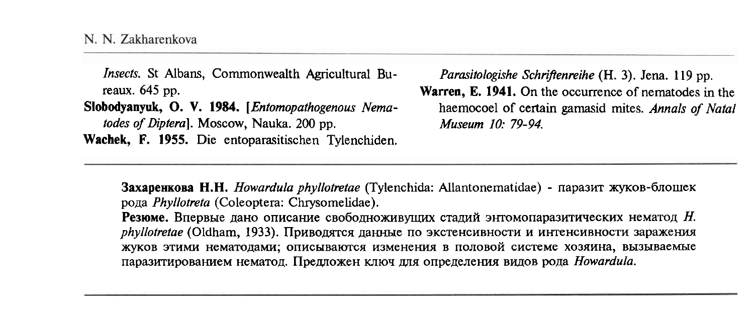*Insects*. St Albans, Commonwealth Agricultural Bureaux. 645 pp.

**Slobodyanyuk, O. V. 1984.** [*Entomopathogenous Nematodes of Diptera*]. Moscow, Nauka. 200 pp.

**Wachek, F. 1955.** Die entoparasitischen Tylenchiden. *Parasitologishe Schriftenreihe* (H. 3). Jena. 119 pp.

**Warren, E. 1941.** On the occurrence of nematodes in the haemocoel of certain gamasid mites. *Annals of Natal Museum 10: 79-94.*

---

**Захаренкова Н.Н.** *Howardula phyllotretae* (Tylenchida: Allantonematidae) - паразит жуков-блошек рода *Phyllotreta* (Coleoptera: Chrysomelidae).

**Резюме.** Впервые дано описание свободноживущих стадий энтомопаразитических нематод *H. phyllotretae* (Oldham, 1933). Приводятся данные по экстенсивности и интенсивности заражения жуков этими нематодами; описываются изменения в половой системе хозяина, вызываемые паразитированием нематод. Предложен ключ для определения видов рода *Howardula*.